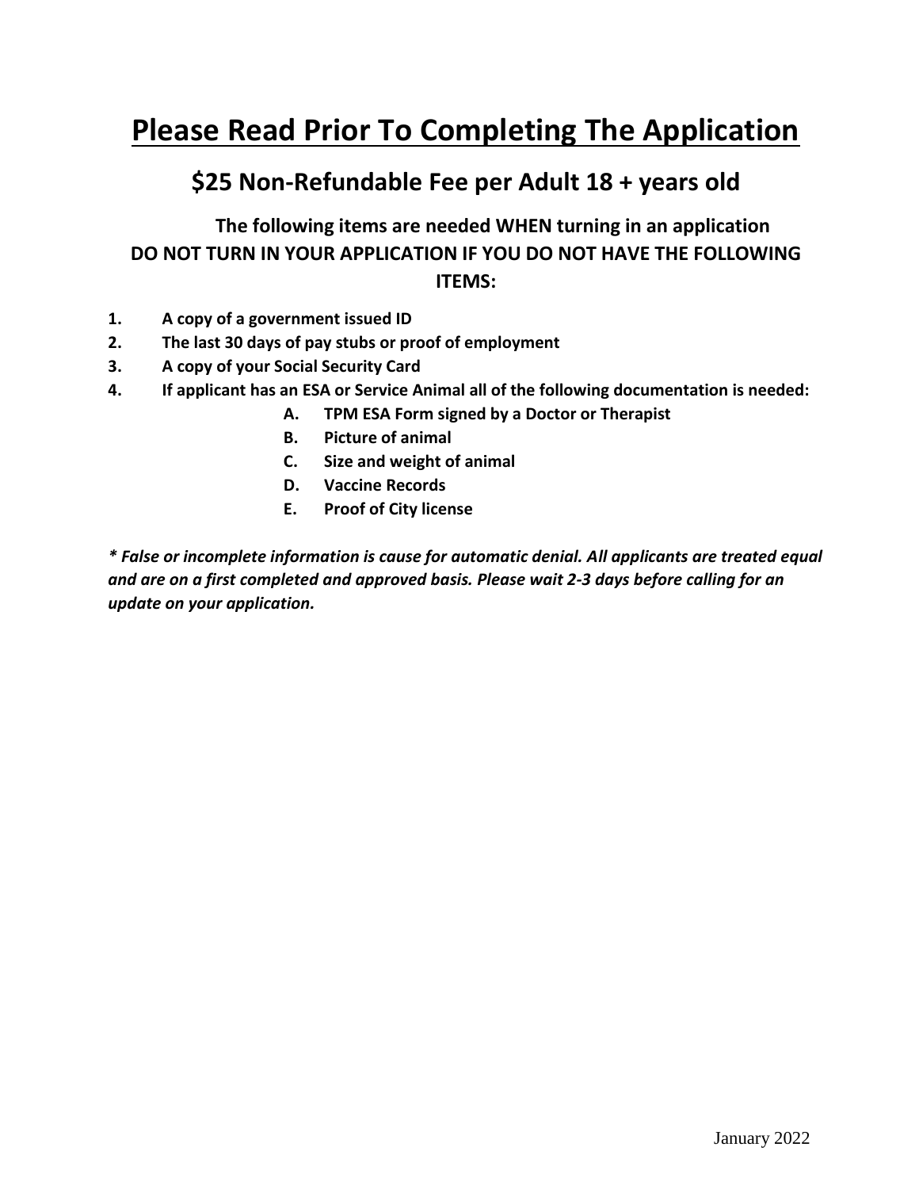# Please Read Prior To Completing The Application

## $25 Non-Refundable Fee per Adult 18 + years old

### The following items are needed WHEN turning in an application DO NOT TURN IN YOUR APPLICATION IF YOU DO NOT HAVE THE FOLLOWING ITEMS:

1. **A copy of a government issued ID**
2. **The last 30 days of pay stubs or proof of employment**
3. **A copy of your Social Security Card**
4. **If applicant has an ESA or Service Animal all of the following documentation is needed:**
   - A. **TPM ESA Form signed by a Doctor or Therapist**
   - B. **Picture of animal**
   - C. **Size and weight of animal**
   - D. **Vaccine Records**
   - E. **Proof of City license**

***** False or incomplete information is cause for automatic denial. All applicants are treated equal and are on a first completed and approved basis. Please wait 2-3 days before calling for an update on your application.***

January 2022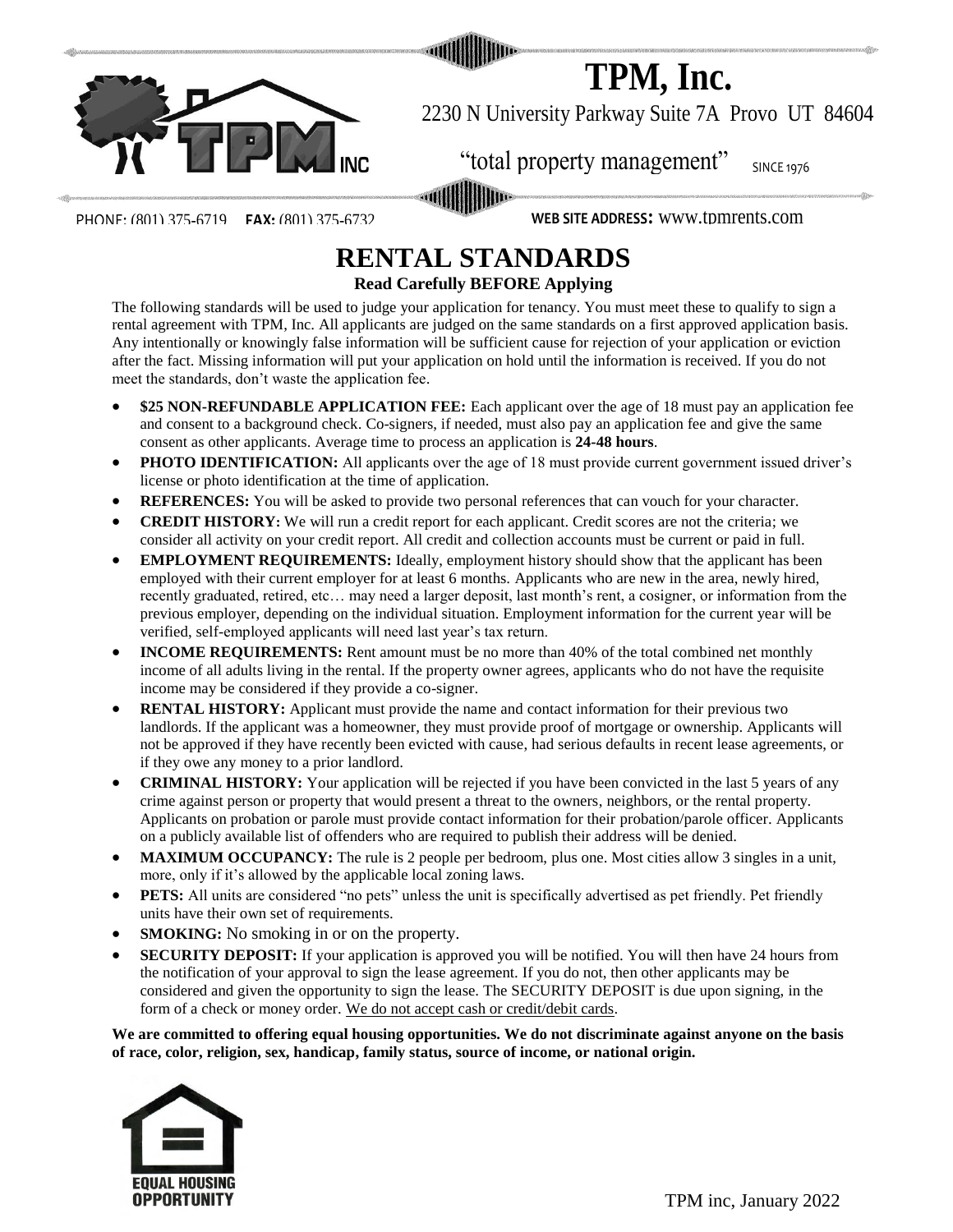# TPM, Inc.

2230 N University Parkway Suite 7A Provo UT 84604

"total property management" SINCE 1976

PHONE: (801) 375-6719 **FAX:** (801) 375-6732 **WEB SITE ADDRESS:** www.tpmrents.com

## RENTAL STANDARDS

**Read Carefully BEFORE Applying**

The following standards will be used to judge your application for tenancy. You must meet these to qualify to sign a rental agreement with TPM, Inc. All applicants are judged on the same standards on a first approved application basis. Any intentionally or knowingly false information will be sufficient cause for rejection of your application or eviction after the fact. Missing information will put your application on hold until the information is received. If you do not meet the standards, don't waste the application fee.

- **$25 NON-REFUNDABLE APPLICATION FEE:** Each applicant over the age of 18 must pay an application fee and consent to a background check. Co-signers, if needed, must also pay an application fee and give the same consent as other applicants. Average time to process an application is **24-48 hours**.
- **PHOTO IDENTIFICATION:** All applicants over the age of 18 must provide current government issued driver's license or photo identification at the time of application.
- **REFERENCES:** You will be asked to provide two personal references that can vouch for your character.
- **CREDIT HISTORY:** We will run a credit report for each applicant. Credit scores are not the criteria; we consider all activity on your credit report. All credit and collection accounts must be current or paid in full.
- **EMPLOYMENT REQUIREMENTS:** Ideally, employment history should show that the applicant has been employed with their current employer for at least 6 months. Applicants who are new in the area, newly hired, recently graduated, retired, etc… may need a larger deposit, last month's rent, a cosigner, or information from the previous employer, depending on the individual situation. Employment information for the current year will be verified, self-employed applicants will need last year's tax return.
- **INCOME REQUIREMENTS:** Rent amount must be no more than 40% of the total combined net monthly income of all adults living in the rental. If the property owner agrees, applicants who do not have the requisite income may be considered if they provide a co-signer.
- **RENTAL HISTORY:** Applicant must provide the name and contact information for their previous two landlords. If the applicant was a homeowner, they must provide proof of mortgage or ownership. Applicants will not be approved if they have recently been evicted with cause, had serious defaults in recent lease agreements, or if they owe any money to a prior landlord.
- **CRIMINAL HISTORY:** Your application will be rejected if you have been convicted in the last 5 years of any crime against person or property that would present a threat to the owners, neighbors, or the rental property. Applicants on probation or parole must provide contact information for their probation/parole officer. Applicants on a publicly available list of offenders who are required to publish their address will be denied.
- **MAXIMUM OCCUPANCY:** The rule is 2 people per bedroom, plus one. Most cities allow 3 singles in a unit, more, only if it's allowed by the applicable local zoning laws.
- **PETS:** All units are considered "no pets" unless the unit is specifically advertised as pet friendly. Pet friendly units have their own set of requirements.
- **SMOKING:** No smoking in or on the property.
- **SECURITY DEPOSIT:** If your application is approved you will be notified. You will then have 24 hours from the notification of your approval to sign the lease agreement. If you do not, then other applicants may be considered and given the opportunity to sign the lease. The SECURITY DEPOSIT is due upon signing, in the form of a check or money order. We do not accept cash or credit/debit cards.

**We are committed to offering equal housing opportunities. We do not discriminate against anyone on the basis of race, color, religion, sex, handicap, family status, source of income, or national origin.**

EQUAL HOUSING OPPORTUNITY

TPM inc, January 2022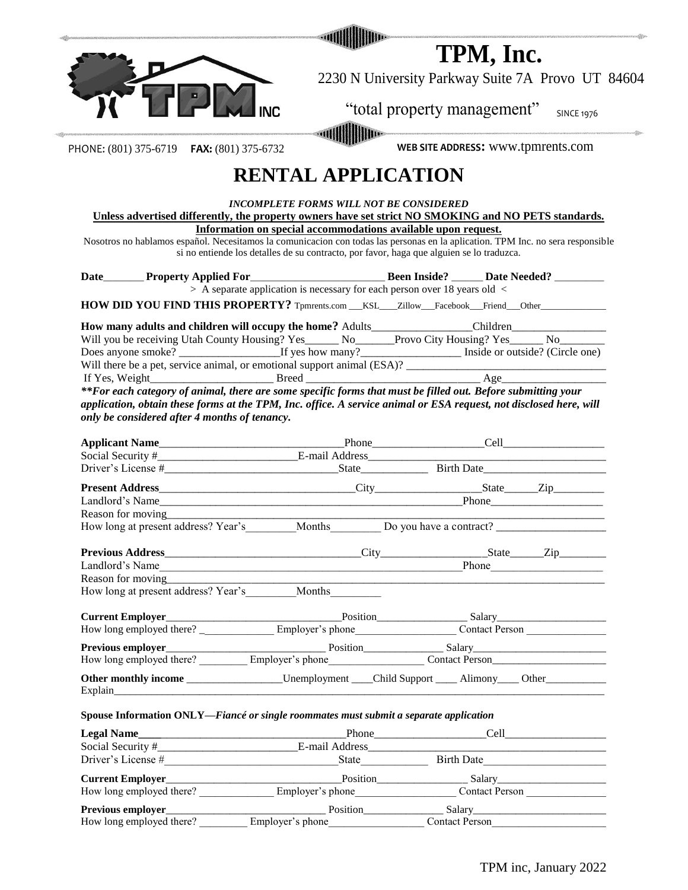# TPM, Inc.

2230 N University Parkway Suite 7A Provo UT 84604

"total property management" SINCE 1976

PHONE: (801) 375-6719 **FAX:** (801) 375-6732 **WEB SITE ADDRESS:** www.tpmrents.com

# RENTAL APPLICATION

***INCOMPLETE FORMS WILL NOT BE CONSIDERED***

**Unless advertised differently, the property owners have set strict NO SMOKING and NO PETS standards.**

**Information on special accommodations available upon request.**

Nosotros no hablamos español. Necesitamos la comunicacion con todas las personas en la aplication. TPM Inc. no sera responsible si no entiende los detalles de su contracto, por favor, haga que alguien se lo traduzca.

**Date**_______ **Property Applied For**________________________ **Been Inside?** _____ **Date Needed?** _________

> A separate application is necessary for each person over 18 years old <

**HOW DID YOU FIND THIS PROPERTY?** Tpmrents.com ___KSL____Zillow___Facebook___Friend___Other______________

**How many adults and children will occupy the home?** Adults_________________Children________________

Will you be receiving Utah County Housing? Yes______ No_______Provo City Housing? Yes______ No________

Does anyone smoke? __________________If yes how many?_________________ Inside or outside? (Circle one)

Will there be a pet, service animal, or emotional support animal (ESA)? ___________________________________

If Yes, Weight______________________ Breed ________________________________ Age__________________

***For each category of animal, there are some specific forms that must be filled out. Before submitting your application, obtain these forms at the TPM, Inc. office. A service animal or ESA request, not disclosed here, will only be considered after 4 months of tenancy.***

**Applicant Name**_________________________________Phone____________________Cell__________________

Social Security #_________________________E-mail Address__________________________________________

Driver's License #_______________________________State___________ Birth Date_____________________

**Present Address**___________________________________City__________________State______Zip_________

Landlord's Name______________________________________________________Phone____________________

Reason for moving___________________________________________________________________________

How long at present address? Year's_________Months_________ Do you have a contract? ___________________

**Previous Address**___________________________________City__________________State______Zip________

Landlord's Name______________________________________________________Phone____________________

Reason for moving___________________________________________________________________________

How long at present address? Year's_________Months_________

**Current Employer**________________________________Position________________ Salary_____________________

How long employed there? _____________ Employer's phone__________________ Contact Person _______________

**Previous employer**______________________________ Position______________ Salary_________________________

How long employed there? _________ Employer's phone_________________ Contact Person_____________________

**Other monthly income** _________________Unemployment ____Child Support ____ Alimony____ Other___________

Explain______________________________________________________________________________________

**Spouse Information ONLY—*Fiancé or single roommates must submit a separate application***

**Legal Name**____________________________________Phone____________________Cell__________________

Social Security #_________________________E-mail Address__________________________________________

Driver's License #_______________________________State___________ Birth Date_____________________

**Current Employer**________________________________Position________________ Salary_____________________

How long employed there? ______________ Employer's phone__________________ Contact Person _______________

**Previous employer**______________________________ Position______________ Salary_________________________

How long employed there? _________ Employer's phone_________________ Contact Person_____________________

TPM inc, January 2022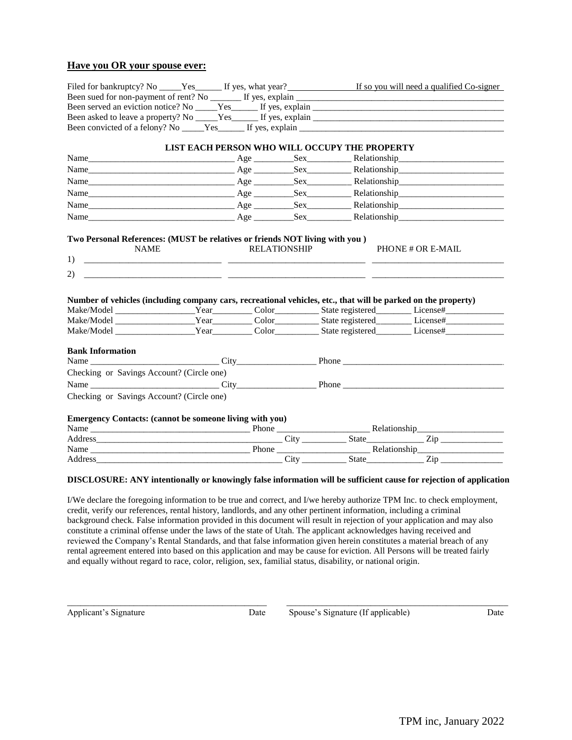## Have you OR your spouse ever:

Filed for bankruptcy? No _____Yes______ If yes, what year?_______________ If so you will need a qualified Co-signer

Been sued for non-payment of rent? No _______ If yes, explain ______________________________________________

Been served an eviction notice? No _____Yes______ If yes, explain ____________________________________________

Been asked to leave a property? No _____Yes______ If yes, explain ____________________________________________

Been convicted of a felony? No _____Yes______ If yes, explain _______________________________________________

**LIST EACH PERSON WHO WILL OCCUPY THE PROPERTY**

Name_________________________________ Age _________Sex__________ Relationship________________________

Name_________________________________ Age _________Sex__________ Relationship________________________

Name_________________________________ Age _________Sex__________ Relationship________________________

Name_________________________________ Age _________Sex__________ Relationship________________________

Name_________________________________ Age _________Sex__________ Relationship________________________

Name_________________________________ Age _________Sex__________ Relationship________________________

**Two Personal References: (MUST be relatives or friends NOT living with you )**

| | NAME | RELATIONSHIP | PHONE # OR E-MAIL |
|---|---|---|---|
| 1) | ______________________________ | ______________________________ | ______________________________ |
| 2) | ______________________________ | ______________________________ | ______________________________ |

**Number of vehicles (including company cars, recreational vehicles, etc., that will be parked on the property)**

Make/Model __________________Year_________ Color__________ State registered________ License#_____________

Make/Model __________________Year_________ Color__________ State registered________ License#_____________

Make/Model __________________Year_________ Color__________ State registered________ License#_____________

**Bank Information**

Name ______________________________ City__________________ Phone _____________________________________

Checking or Savings Account? (Circle one)

Name ______________________________ City__________________ Phone _____________________________________

Checking or Savings Account? (Circle one)

**Emergency Contacts: (cannot be someone living with you)**

Name ____________________________________ Phone _____________________ Relationship____________________

Address__________________________________________ City __________ State_____________ Zip _______________

Name ____________________________________ Phone _____________________ Relationship____________________

Address__________________________________________ City __________ State_____________ Zip _______________

**DISCLOSURE: ANY intentionally or knowingly false information will be sufficient cause for rejection of application**

I/We declare the foregoing information to be true and correct, and I/we hereby authorize TPM Inc. to check employment, credit, verify our references, rental history, landlords, and any other pertinent information, including a criminal background check. False information provided in this document will result in rejection of your application and may also constitute a criminal offense under the laws of the state of Utah. The applicant acknowledges having received and reviewed the Company's Rental Standards, and that false information given herein constitutes a material breach of any rental agreement entered into based on this application and may be cause for eviction. All Persons will be treated fairly and equally without regard to race, color, religion, sex, familial status, disability, or national origin.

_______________________________________________ _______________________________________________

Applicant's Signature Date Spouse's Signature (If applicable) Date

TPM inc, January 2022